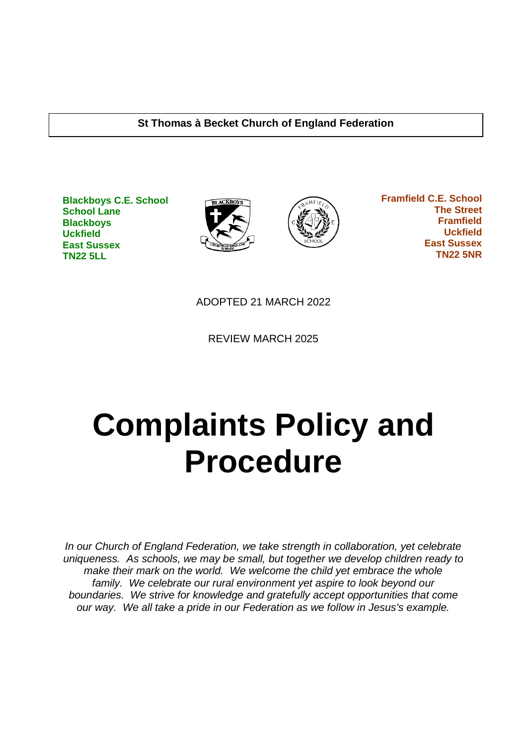**St Thomas à Becket Church of England Federation**

**Blackboys C.E. School**
**School Lane**
**Blackboys**
**Uckfield**
**East Sussex**
**TN22 5LL**

**Framfield C.E. School**
**The Street**
**Framfield**
**Uckfield**
**East Sussex**
**TN22 5NR**

ADOPTED 21 MARCH 2022

REVIEW MARCH 2025

# Complaints Policy and Procedure

*In our Church of England Federation, we take strength in collaboration, yet celebrate uniqueness. As schools, we may be small, but together we develop children ready to make their mark on the world. We welcome the child yet embrace the whole family. We celebrate our rural environment yet aspire to look beyond our boundaries. We strive for knowledge and gratefully accept opportunities that come our way. We all take a pride in our Federation as we follow in Jesus's example.*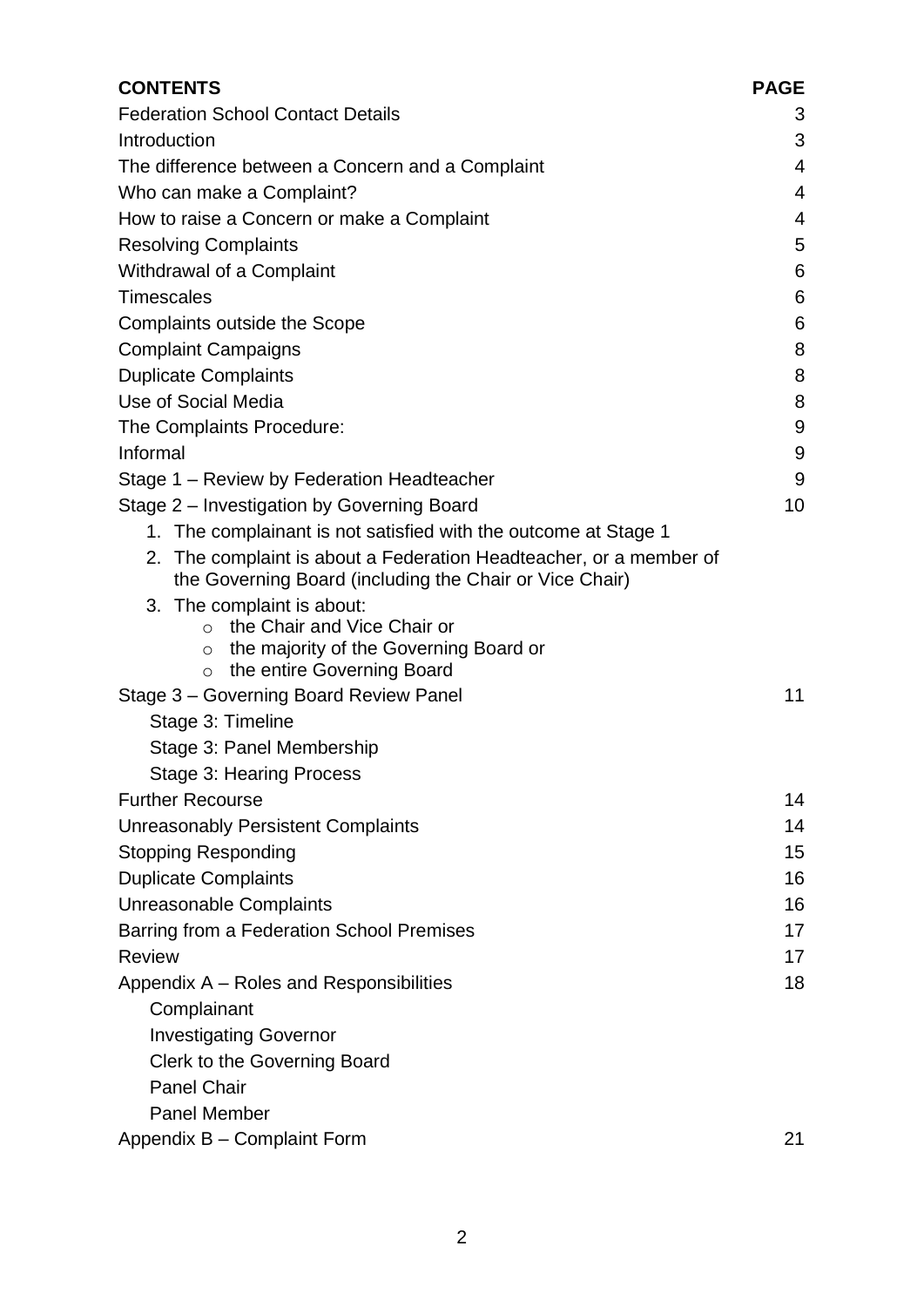| **CONTENTS** | **PAGE** |
|---|---|
| Federation School Contact Details | 3 |
| Introduction | 3 |
| The difference between a Concern and a Complaint | 4 |
| Who can make a Complaint? | 4 |
| How to raise a Concern or make a Complaint | 4 |
| Resolving Complaints | 5 |
| Withdrawal of a Complaint | 6 |
| Timescales | 6 |
| Complaints outside the Scope | 6 |
| Complaint Campaigns | 8 |
| Duplicate Complaints | 8 |
| Use of Social Media | 8 |
| The Complaints Procedure: | 9 |
| Informal | 9 |
| Stage 1 – Review by Federation Headteacher | 9 |
| Stage 2 – Investigation by Governing Board | 10 |
| 1. The complainant is not satisfied with the outcome at Stage 1 | |
| 2. The complaint is about a Federation Headteacher, or a member of the Governing Board (including the Chair or Vice Chair) | |
| 3. The complaint is about: ○ the Chair and Vice Chair or ○ the majority of the Governing Board or ○ the entire Governing Board | |
| Stage 3 – Governing Board Review Panel | 11 |
| Stage 3: Timeline | |
| Stage 3: Panel Membership | |
| Stage 3: Hearing Process | |
| Further Recourse | 14 |
| Unreasonably Persistent Complaints | 14 |
| Stopping Responding | 15 |
| Duplicate Complaints | 16 |
| Unreasonable Complaints | 16 |
| Barring from a Federation School Premises | 17 |
| Review | 17 |
| Appendix A – Roles and Responsibilities | 18 |
| Complainant | |
| Investigating Governor | |
| Clerk to the Governing Board | |
| Panel Chair | |
| Panel Member | |
| Appendix B – Complaint Form | 21 |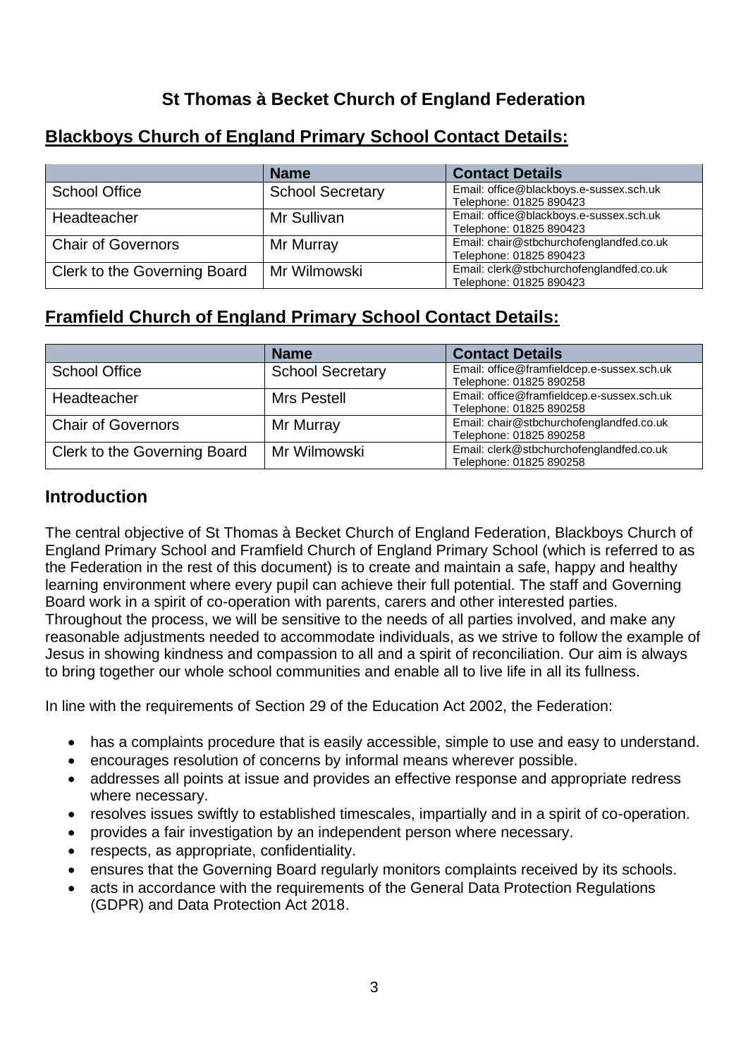## St Thomas à Becket Church of England Federation

## Blackboys Church of England Primary School Contact Details:

| | Name | Contact Details |
|---|---|---|
| School Office | School Secretary | Email: office@blackboys.e-sussex.sch.uk<br>Telephone: 01825 890423 |
| Headteacher | Mr Sullivan | Email: office@blackboys.e-sussex.sch.uk<br>Telephone: 01825 890423 |
| Chair of Governors | Mr Murray | Email: chair@stbchurchofenglandfed.co.uk<br>Telephone: 01825 890423 |
| Clerk to the Governing Board | Mr Wilmowski | Email: clerk@stbchurchofenglandfed.co.uk<br>Telephone: 01825 890423 |

## Framfield Church of England Primary School Contact Details:

| | Name | Contact Details |
|---|---|---|
| School Office | School Secretary | Email: office@framfieldcep.e-sussex.sch.uk<br>Telephone: 01825 890258 |
| Headteacher | Mrs Pestell | Email: office@framfieldcep.e-sussex.sch.uk<br>Telephone: 01825 890258 |
| Chair of Governors | Mr Murray | Email: chair@stbchurchofenglandfed.co.uk<br>Telephone: 01825 890258 |
| Clerk to the Governing Board | Mr Wilmowski | Email: clerk@stbchurchofenglandfed.co.uk<br>Telephone: 01825 890258 |

## Introduction

The central objective of St Thomas à Becket Church of England Federation, Blackboys Church of England Primary School and Framfield Church of England Primary School (which is referred to as the Federation in the rest of this document) is to create and maintain a safe, happy and healthy learning environment where every pupil can achieve their full potential. The staff and Governing Board work in a spirit of co-operation with parents, carers and other interested parties. Throughout the process, we will be sensitive to the needs of all parties involved, and make any reasonable adjustments needed to accommodate individuals, as we strive to follow the example of Jesus in showing kindness and compassion to all and a spirit of reconciliation. Our aim is always to bring together our whole school communities and enable all to live life in all its fullness.

In line with the requirements of Section 29 of the Education Act 2002, the Federation:

- has a complaints procedure that is easily accessible, simple to use and easy to understand.
- encourages resolution of concerns by informal means wherever possible.
- addresses all points at issue and provides an effective response and appropriate redress where necessary.
- resolves issues swiftly to established timescales, impartially and in a spirit of co-operation.
- provides a fair investigation by an independent person where necessary.
- respects, as appropriate, confidentiality.
- ensures that the Governing Board regularly monitors complaints received by its schools.
- acts in accordance with the requirements of the General Data Protection Regulations (GDPR) and Data Protection Act 2018.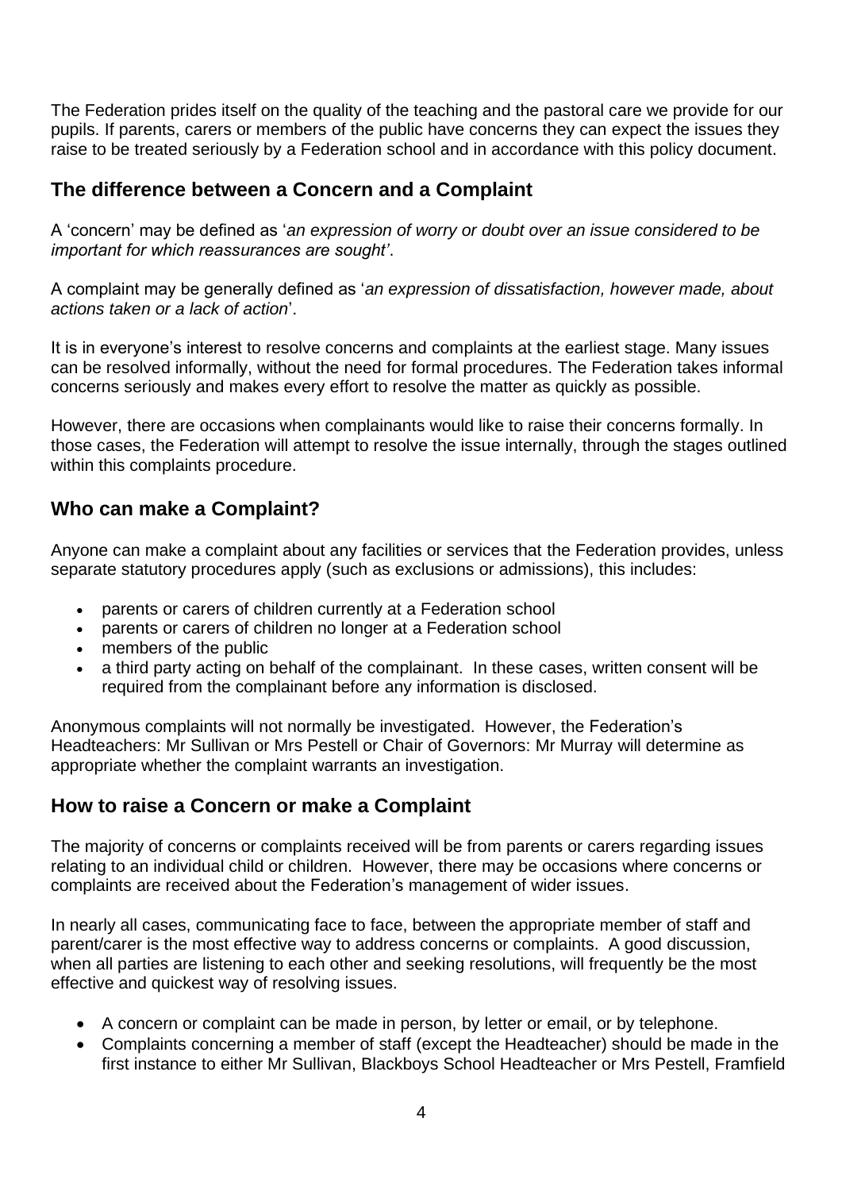The Federation prides itself on the quality of the teaching and the pastoral care we provide for our pupils. If parents, carers or members of the public have concerns they can expect the issues they raise to be treated seriously by a Federation school and in accordance with this policy document.

## The difference between a Concern and a Complaint

A 'concern' may be defined as '*an expression of worry or doubt over an issue considered to be important for which reassurances are sought'*.

A complaint may be generally defined as '*an expression of dissatisfaction, however made, about actions taken or a lack of action*'.

It is in everyone's interest to resolve concerns and complaints at the earliest stage. Many issues can be resolved informally, without the need for formal procedures. The Federation takes informal concerns seriously and makes every effort to resolve the matter as quickly as possible.

However, there are occasions when complainants would like to raise their concerns formally. In those cases, the Federation will attempt to resolve the issue internally, through the stages outlined within this complaints procedure.

## Who can make a Complaint?

Anyone can make a complaint about any facilities or services that the Federation provides, unless separate statutory procedures apply (such as exclusions or admissions), this includes:

- parents or carers of children currently at a Federation school
- parents or carers of children no longer at a Federation school
- members of the public
- a third party acting on behalf of the complainant. In these cases, written consent will be required from the complainant before any information is disclosed.

Anonymous complaints will not normally be investigated. However, the Federation's Headteachers: Mr Sullivan or Mrs Pestell or Chair of Governors: Mr Murray will determine as appropriate whether the complaint warrants an investigation.

## How to raise a Concern or make a Complaint

The majority of concerns or complaints received will be from parents or carers regarding issues relating to an individual child or children. However, there may be occasions where concerns or complaints are received about the Federation's management of wider issues.

In nearly all cases, communicating face to face, between the appropriate member of staff and parent/carer is the most effective way to address concerns or complaints. A good discussion, when all parties are listening to each other and seeking resolutions, will frequently be the most effective and quickest way of resolving issues.

- A concern or complaint can be made in person, by letter or email, or by telephone.
- Complaints concerning a member of staff (except the Headteacher) should be made in the first instance to either Mr Sullivan, Blackboys School Headteacher or Mrs Pestell, Framfield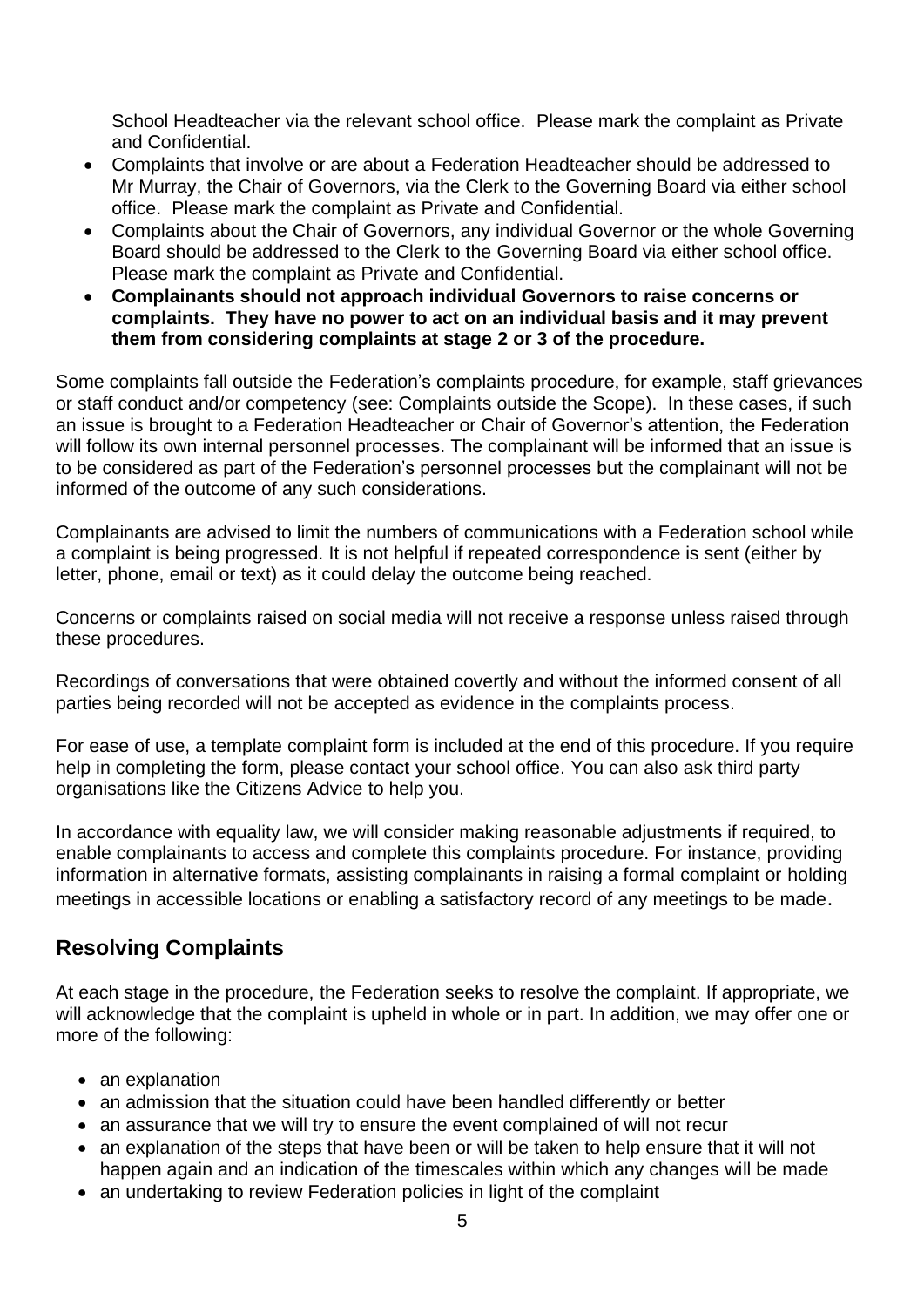School Headteacher via the relevant school office. Please mark the complaint as Private and Confidential.

- Complaints that involve or are about a Federation Headteacher should be addressed to Mr Murray, the Chair of Governors, via the Clerk to the Governing Board via either school office. Please mark the complaint as Private and Confidential.
- Complaints about the Chair of Governors, any individual Governor or the whole Governing Board should be addressed to the Clerk to the Governing Board via either school office. Please mark the complaint as Private and Confidential.
- **Complainants should not approach individual Governors to raise concerns or complaints. They have no power to act on an individual basis and it may prevent them from considering complaints at stage 2 or 3 of the procedure.**

Some complaints fall outside the Federation's complaints procedure, for example, staff grievances or staff conduct and/or competency (see: Complaints outside the Scope). In these cases, if such an issue is brought to a Federation Headteacher or Chair of Governor's attention, the Federation will follow its own internal personnel processes. The complainant will be informed that an issue is to be considered as part of the Federation's personnel processes but the complainant will not be informed of the outcome of any such considerations.

Complainants are advised to limit the numbers of communications with a Federation school while a complaint is being progressed. It is not helpful if repeated correspondence is sent (either by letter, phone, email or text) as it could delay the outcome being reached.

Concerns or complaints raised on social media will not receive a response unless raised through these procedures.

Recordings of conversations that were obtained covertly and without the informed consent of all parties being recorded will not be accepted as evidence in the complaints process.

For ease of use, a template complaint form is included at the end of this procedure. If you require help in completing the form, please contact your school office. You can also ask third party organisations like the Citizens Advice to help you.

In accordance with equality law, we will consider making reasonable adjustments if required, to enable complainants to access and complete this complaints procedure. For instance, providing information in alternative formats, assisting complainants in raising a formal complaint or holding meetings in accessible locations or enabling a satisfactory record of any meetings to be made.

## Resolving Complaints

At each stage in the procedure, the Federation seeks to resolve the complaint. If appropriate, we will acknowledge that the complaint is upheld in whole or in part. In addition, we may offer one or more of the following:

- an explanation
- an admission that the situation could have been handled differently or better
- an assurance that we will try to ensure the event complained of will not recur
- an explanation of the steps that have been or will be taken to help ensure that it will not happen again and an indication of the timescales within which any changes will be made
- an undertaking to review Federation policies in light of the complaint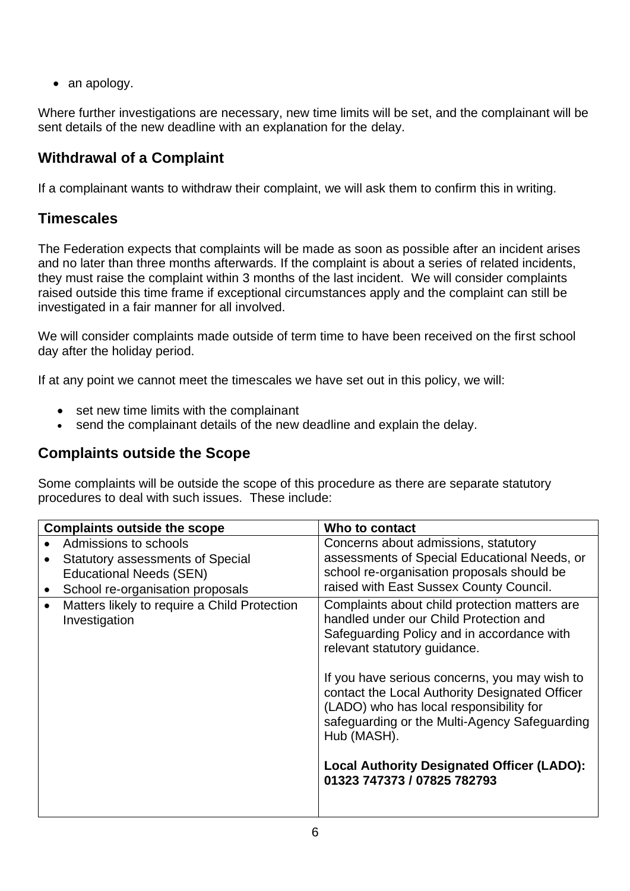- an apology.

Where further investigations are necessary, new time limits will be set, and the complainant will be sent details of the new deadline with an explanation for the delay.

## Withdrawal of a Complaint

If a complainant wants to withdraw their complaint, we will ask them to confirm this in writing.

## Timescales

The Federation expects that complaints will be made as soon as possible after an incident arises and no later than three months afterwards. If the complaint is about a series of related incidents, they must raise the complaint within 3 months of the last incident. We will consider complaints raised outside this time frame if exceptional circumstances apply and the complaint can still be investigated in a fair manner for all involved.

We will consider complaints made outside of term time to have been received on the first school day after the holiday period.

If at any point we cannot meet the timescales we have set out in this policy, we will:

- set new time limits with the complainant
- send the complainant details of the new deadline and explain the delay.

## Complaints outside the Scope

Some complaints will be outside the scope of this procedure as there are separate statutory procedures to deal with such issues. These include:

| Complaints outside the scope | Who to contact |
| --- | --- |
| • Admissions to schools<br>• Statutory assessments of Special Educational Needs (SEN)<br>• School re-organisation proposals | Concerns about admissions, statutory assessments of Special Educational Needs, or school re-organisation proposals should be raised with East Sussex County Council. |
| • Matters likely to require a Child Protection Investigation | Complaints about child protection matters are handled under our Child Protection and Safeguarding Policy and in accordance with relevant statutory guidance.<br><br>If you have serious concerns, you may wish to contact the Local Authority Designated Officer (LADO) who has local responsibility for safeguarding or the Multi-Agency Safeguarding Hub (MASH).<br><br>**Local Authority Designated Officer (LADO): 01323 747373 / 07825 782793** |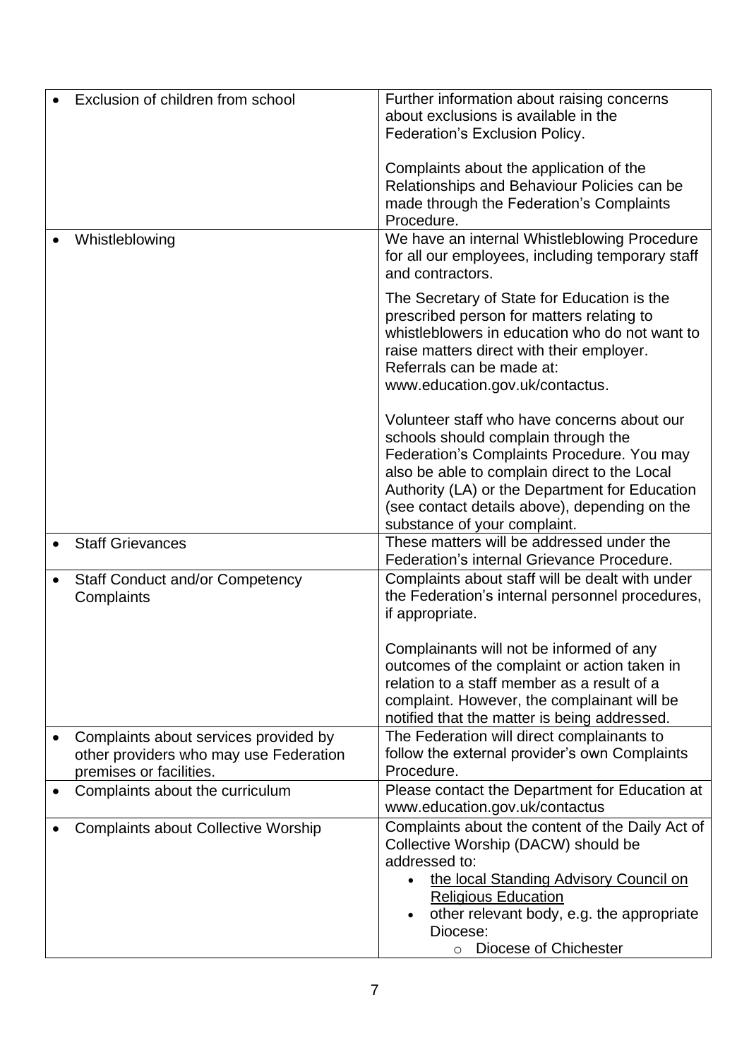| | |
|---|---|
| • Exclusion of children from school | Further information about raising concerns about exclusions is available in the Federation's Exclusion Policy.<br><br>Complaints about the application of the Relationships and Behaviour Policies can be made through the Federation's Complaints Procedure. |
| • Whistleblowing | We have an internal Whistleblowing Procedure for all our employees, including temporary staff and contractors.<br><br>The Secretary of State for Education is the prescribed person for matters relating to whistleblowers in education who do not want to raise matters direct with their employer. Referrals can be made at: www.education.gov.uk/contactus.<br><br>Volunteer staff who have concerns about our schools should complain through the Federation's Complaints Procedure. You may also be able to complain direct to the Local Authority (LA) or the Department for Education (see contact details above), depending on the substance of your complaint. |
| • Staff Grievances | These matters will be addressed under the Federation's internal Grievance Procedure. |
| • Staff Conduct and/or Competency Complaints | Complaints about staff will be dealt with under the Federation's internal personnel procedures, if appropriate.<br><br>Complainants will not be informed of any outcomes of the complaint or action taken in relation to a staff member as a result of a complaint. However, the complainant will be notified that the matter is being addressed. |
| • Complaints about services provided by other providers who may use Federation premises or facilities. | The Federation will direct complainants to follow the external provider's own Complaints Procedure. |
| • Complaints about the curriculum | Please contact the Department for Education at www.education.gov.uk/contactus |
| • Complaints about Collective Worship | Complaints about the content of the Daily Act of Collective Worship (DACW) should be addressed to:<br>• the local Standing Advisory Council on Religious Education<br>• other relevant body, e.g. the appropriate Diocese:<br>  ○ Diocese of Chichester |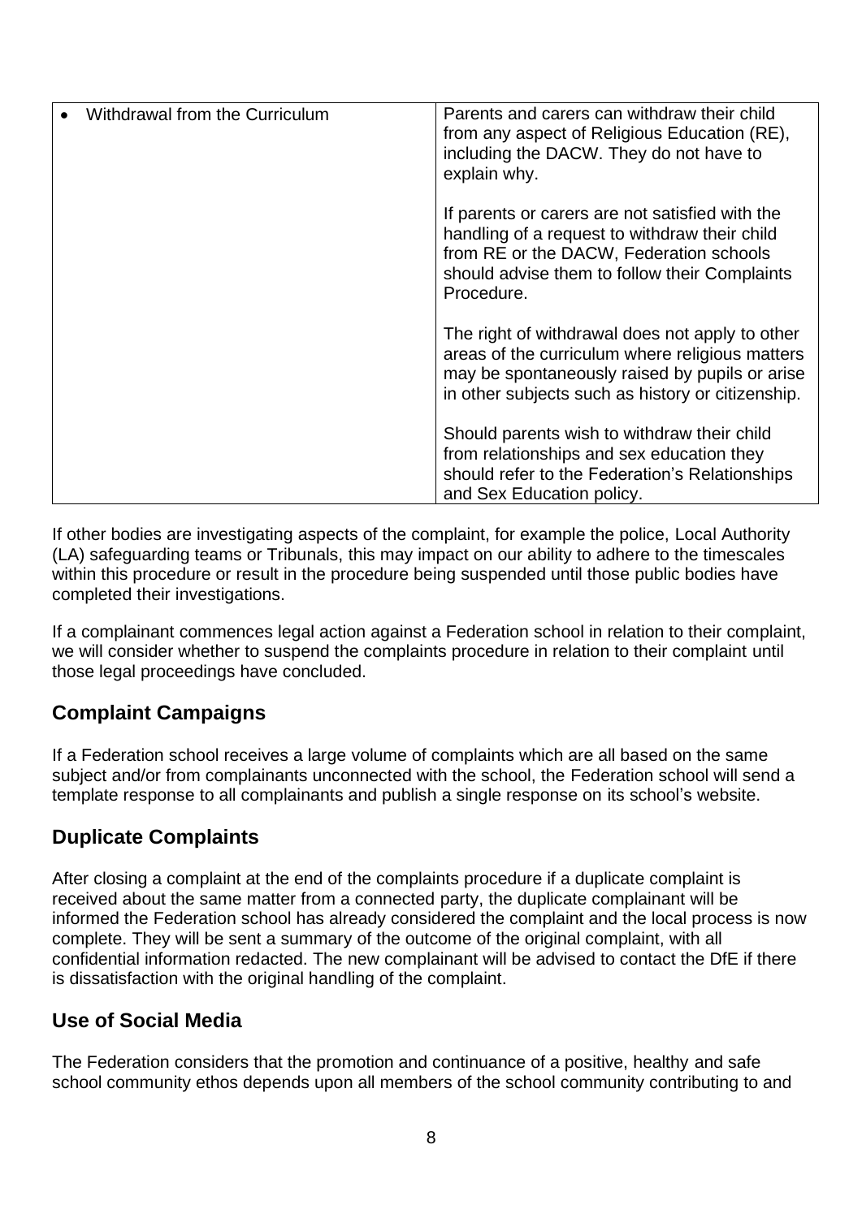| • Withdrawal from the Curriculum | Parents and carers can withdraw their child from any aspect of Religious Education (RE), including the DACW. They do not have to explain why.<br><br>If parents or carers are not satisfied with the handling of a request to withdraw their child from RE or the DACW, Federation schools should advise them to follow their Complaints Procedure.<br><br>The right of withdrawal does not apply to other areas of the curriculum where religious matters may be spontaneously raised by pupils or arise in other subjects such as history or citizenship.<br><br>Should parents wish to withdraw their child from relationships and sex education they should refer to the Federation's Relationships and Sex Education policy. |
|---|---|

If other bodies are investigating aspects of the complaint, for example the police, Local Authority (LA) safeguarding teams or Tribunals, this may impact on our ability to adhere to the timescales within this procedure or result in the procedure being suspended until those public bodies have completed their investigations.

If a complainant commences legal action against a Federation school in relation to their complaint, we will consider whether to suspend the complaints procedure in relation to their complaint until those legal proceedings have concluded.

## Complaint Campaigns

If a Federation school receives a large volume of complaints which are all based on the same subject and/or from complainants unconnected with the school, the Federation school will send a template response to all complainants and publish a single response on its school's website.

## Duplicate Complaints

After closing a complaint at the end of the complaints procedure if a duplicate complaint is received about the same matter from a connected party, the duplicate complainant will be informed the Federation school has already considered the complaint and the local process is now complete. They will be sent a summary of the outcome of the original complaint, with all confidential information redacted. The new complainant will be advised to contact the DfE if there is dissatisfaction with the original handling of the complaint.

## Use of Social Media

The Federation considers that the promotion and continuance of a positive, healthy and safe school community ethos depends upon all members of the school community contributing to and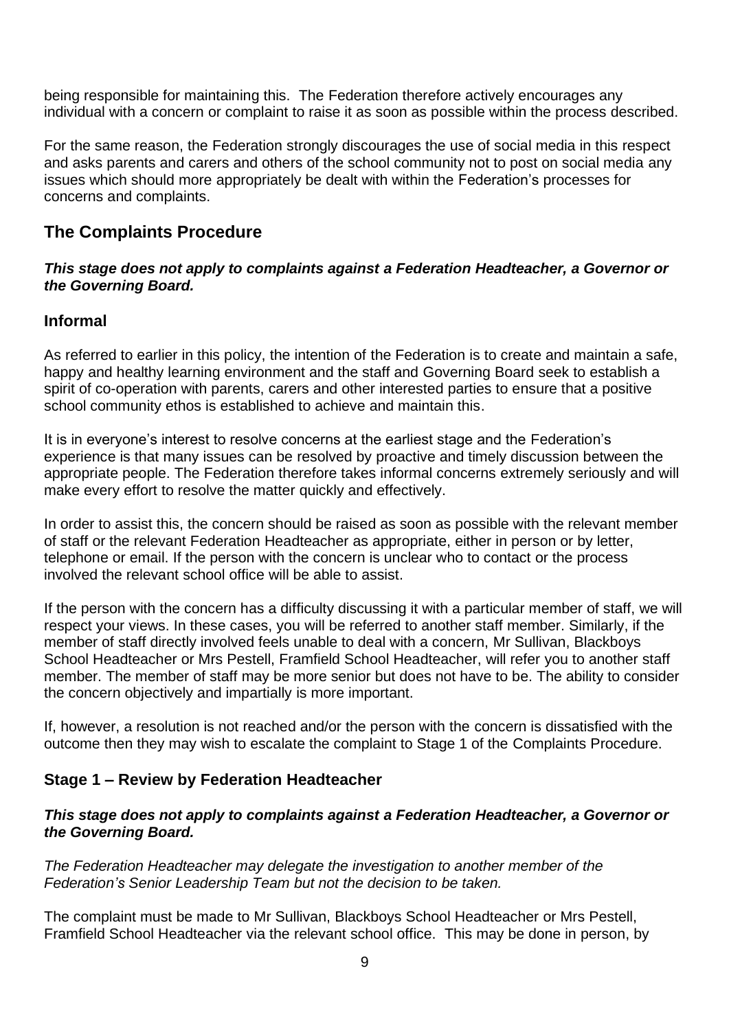being responsible for maintaining this. The Federation therefore actively encourages any individual with a concern or complaint to raise it as soon as possible within the process described.

For the same reason, the Federation strongly discourages the use of social media in this respect and asks parents and carers and others of the school community not to post on social media any issues which should more appropriately be dealt with within the Federation's processes for concerns and complaints.

## The Complaints Procedure

***This stage does not apply to complaints against a Federation Headteacher, a Governor or the Governing Board.***

### Informal

As referred to earlier in this policy, the intention of the Federation is to create and maintain a safe, happy and healthy learning environment and the staff and Governing Board seek to establish a spirit of co-operation with parents, carers and other interested parties to ensure that a positive school community ethos is established to achieve and maintain this.

It is in everyone's interest to resolve concerns at the earliest stage and the Federation's experience is that many issues can be resolved by proactive and timely discussion between the appropriate people. The Federation therefore takes informal concerns extremely seriously and will make every effort to resolve the matter quickly and effectively.

In order to assist this, the concern should be raised as soon as possible with the relevant member of staff or the relevant Federation Headteacher as appropriate, either in person or by letter, telephone or email. If the person with the concern is unclear who to contact or the process involved the relevant school office will be able to assist.

If the person with the concern has a difficulty discussing it with a particular member of staff, we will respect your views. In these cases, you will be referred to another staff member. Similarly, if the member of staff directly involved feels unable to deal with a concern, Mr Sullivan, Blackboys School Headteacher or Mrs Pestell, Framfield School Headteacher, will refer you to another staff member. The member of staff may be more senior but does not have to be. The ability to consider the concern objectively and impartially is more important.

If, however, a resolution is not reached and/or the person with the concern is dissatisfied with the outcome then they may wish to escalate the complaint to Stage 1 of the Complaints Procedure.

### Stage 1 – Review by Federation Headteacher

***This stage does not apply to complaints against a Federation Headteacher, a Governor or the Governing Board.***

*The Federation Headteacher may delegate the investigation to another member of the Federation's Senior Leadership Team but not the decision to be taken.*

The complaint must be made to Mr Sullivan, Blackboys School Headteacher or Mrs Pestell, Framfield School Headteacher via the relevant school office. This may be done in person, by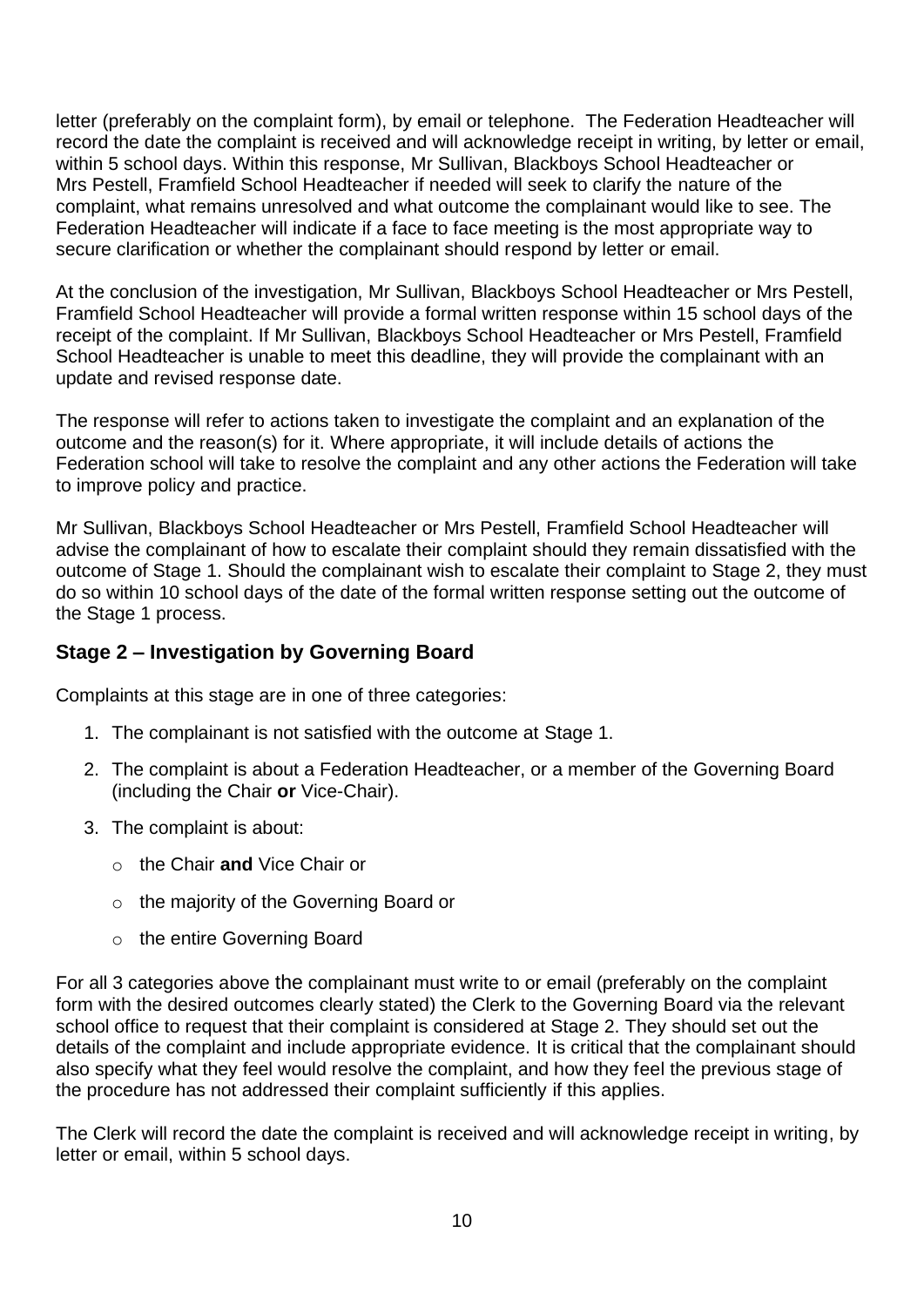letter (preferably on the complaint form), by email or telephone. The Federation Headteacher will record the date the complaint is received and will acknowledge receipt in writing, by letter or email, within 5 school days. Within this response, Mr Sullivan, Blackboys School Headteacher or Mrs Pestell, Framfield School Headteacher if needed will seek to clarify the nature of the complaint, what remains unresolved and what outcome the complainant would like to see. The Federation Headteacher will indicate if a face to face meeting is the most appropriate way to secure clarification or whether the complainant should respond by letter or email.

At the conclusion of the investigation, Mr Sullivan, Blackboys School Headteacher or Mrs Pestell, Framfield School Headteacher will provide a formal written response within 15 school days of the receipt of the complaint. If Mr Sullivan, Blackboys School Headteacher or Mrs Pestell, Framfield School Headteacher is unable to meet this deadline, they will provide the complainant with an update and revised response date.

The response will refer to actions taken to investigate the complaint and an explanation of the outcome and the reason(s) for it. Where appropriate, it will include details of actions the Federation school will take to resolve the complaint and any other actions the Federation will take to improve policy and practice.

Mr Sullivan, Blackboys School Headteacher or Mrs Pestell, Framfield School Headteacher will advise the complainant of how to escalate their complaint should they remain dissatisfied with the outcome of Stage 1. Should the complainant wish to escalate their complaint to Stage 2, they must do so within 10 school days of the date of the formal written response setting out the outcome of the Stage 1 process.

### Stage 2 – Investigation by Governing Board

Complaints at this stage are in one of three categories:

1. The complainant is not satisfied with the outcome at Stage 1.
2. The complaint is about a Federation Headteacher, or a member of the Governing Board (including the Chair **or** Vice-Chair).
3. The complaint is about:
   - the Chair **and** Vice Chair or
   - the majority of the Governing Board or
   - the entire Governing Board

For all 3 categories above the complainant must write to or email (preferably on the complaint form with the desired outcomes clearly stated) the Clerk to the Governing Board via the relevant school office to request that their complaint is considered at Stage 2. They should set out the details of the complaint and include appropriate evidence. It is critical that the complainant should also specify what they feel would resolve the complaint, and how they feel the previous stage of the procedure has not addressed their complaint sufficiently if this applies.

The Clerk will record the date the complaint is received and will acknowledge receipt in writing, by letter or email, within 5 school days.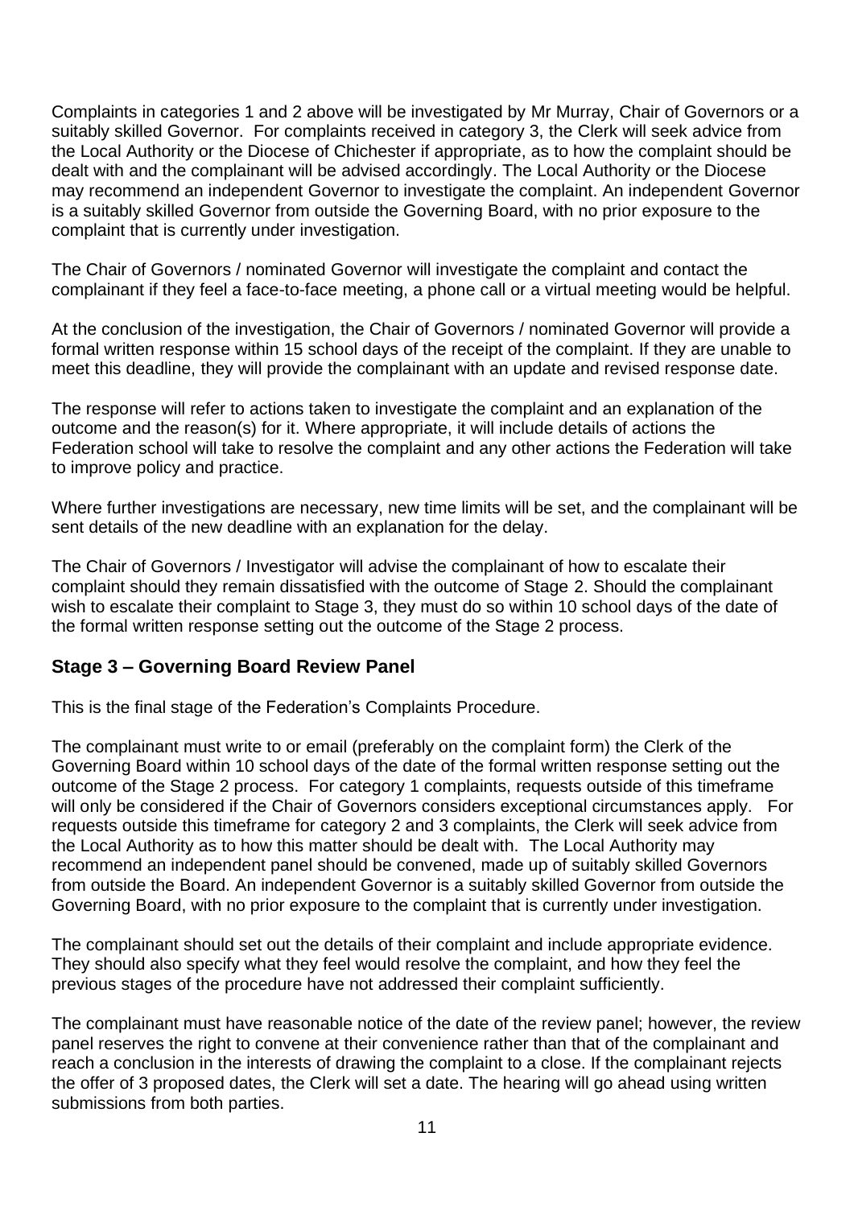Complaints in categories 1 and 2 above will be investigated by Mr Murray, Chair of Governors or a suitably skilled Governor. For complaints received in category 3, the Clerk will seek advice from the Local Authority or the Diocese of Chichester if appropriate, as to how the complaint should be dealt with and the complainant will be advised accordingly. The Local Authority or the Diocese may recommend an independent Governor to investigate the complaint. An independent Governor is a suitably skilled Governor from outside the Governing Board, with no prior exposure to the complaint that is currently under investigation.

The Chair of Governors / nominated Governor will investigate the complaint and contact the complainant if they feel a face-to-face meeting, a phone call or a virtual meeting would be helpful.

At the conclusion of the investigation, the Chair of Governors / nominated Governor will provide a formal written response within 15 school days of the receipt of the complaint. If they are unable to meet this deadline, they will provide the complainant with an update and revised response date.

The response will refer to actions taken to investigate the complaint and an explanation of the outcome and the reason(s) for it. Where appropriate, it will include details of actions the Federation school will take to resolve the complaint and any other actions the Federation will take to improve policy and practice.

Where further investigations are necessary, new time limits will be set, and the complainant will be sent details of the new deadline with an explanation for the delay.

The Chair of Governors / Investigator will advise the complainant of how to escalate their complaint should they remain dissatisfied with the outcome of Stage 2. Should the complainant wish to escalate their complaint to Stage 3, they must do so within 10 school days of the date of the formal written response setting out the outcome of the Stage 2 process.

## Stage 3 – Governing Board Review Panel

This is the final stage of the Federation's Complaints Procedure.

The complainant must write to or email (preferably on the complaint form) the Clerk of the Governing Board within 10 school days of the date of the formal written response setting out the outcome of the Stage 2 process. For category 1 complaints, requests outside of this timeframe will only be considered if the Chair of Governors considers exceptional circumstances apply. For requests outside this timeframe for category 2 and 3 complaints, the Clerk will seek advice from the Local Authority as to how this matter should be dealt with. The Local Authority may recommend an independent panel should be convened, made up of suitably skilled Governors from outside the Board. An independent Governor is a suitably skilled Governor from outside the Governing Board, with no prior exposure to the complaint that is currently under investigation.

The complainant should set out the details of their complaint and include appropriate evidence. They should also specify what they feel would resolve the complaint, and how they feel the previous stages of the procedure have not addressed their complaint sufficiently.

The complainant must have reasonable notice of the date of the review panel; however, the review panel reserves the right to convene at their convenience rather than that of the complainant and reach a conclusion in the interests of drawing the complaint to a close. If the complainant rejects the offer of 3 proposed dates, the Clerk will set a date. The hearing will go ahead using written submissions from both parties.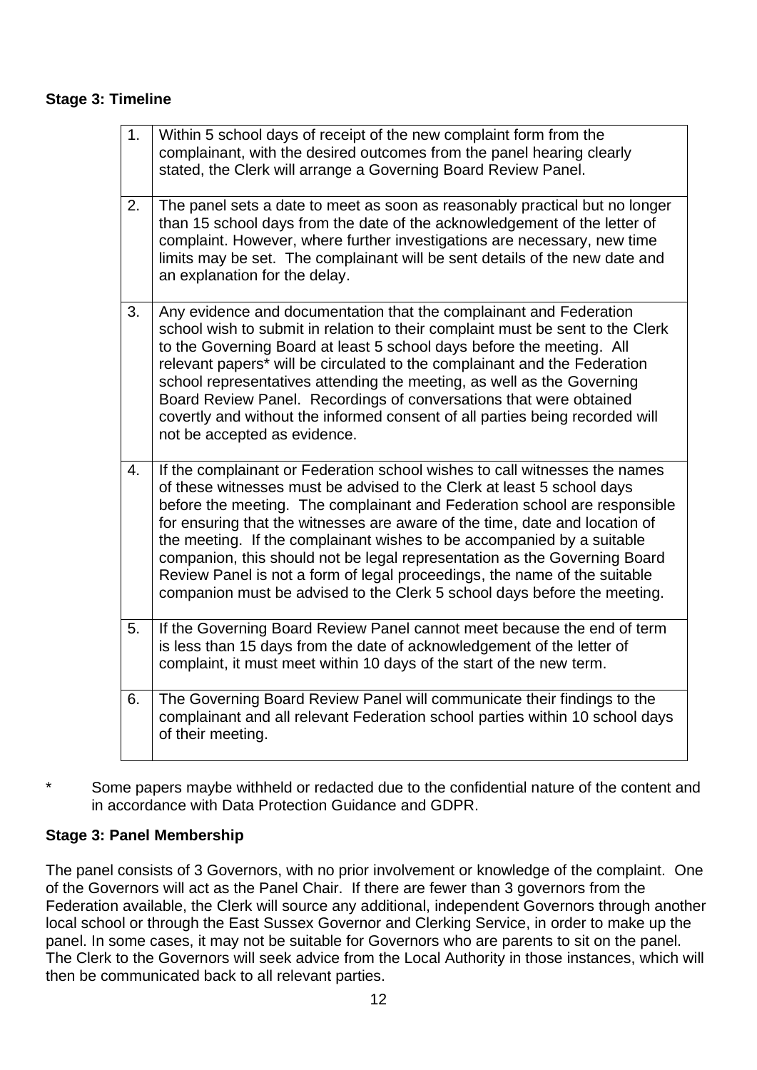**Stage 3: Timeline**

| | |
|---|---|
| 1. | Within 5 school days of receipt of the new complaint form from the complainant, with the desired outcomes from the panel hearing clearly stated, the Clerk will arrange a Governing Board Review Panel. |
| 2. | The panel sets a date to meet as soon as reasonably practical but no longer than 15 school days from the date of the acknowledgement of the letter of complaint. However, where further investigations are necessary, new time limits may be set. The complainant will be sent details of the new date and an explanation for the delay. |
| 3. | Any evidence and documentation that the complainant and Federation school wish to submit in relation to their complaint must be sent to the Clerk to the Governing Board at least 5 school days before the meeting. All relevant papers* will be circulated to the complainant and the Federation school representatives attending the meeting, as well as the Governing Board Review Panel. Recordings of conversations that were obtained covertly and without the informed consent of all parties being recorded will not be accepted as evidence. |
| 4. | If the complainant or Federation school wishes to call witnesses the names of these witnesses must be advised to the Clerk at least 5 school days before the meeting. The complainant and Federation school are responsible for ensuring that the witnesses are aware of the time, date and location of the meeting. If the complainant wishes to be accompanied by a suitable companion, this should not be legal representation as the Governing Board Review Panel is not a form of legal proceedings, the name of the suitable companion must be advised to the Clerk 5 school days before the meeting. |
| 5. | If the Governing Board Review Panel cannot meet because the end of term is less than 15 days from the date of acknowledgement of the letter of complaint, it must meet within 10 days of the start of the new term. |
| 6. | The Governing Board Review Panel will communicate their findings to the complainant and all relevant Federation school parties within 10 school days of their meeting. |

\* Some papers maybe withheld or redacted due to the confidential nature of the content and in accordance with Data Protection Guidance and GDPR.

**Stage 3: Panel Membership**

The panel consists of 3 Governors, with no prior involvement or knowledge of the complaint. One of the Governors will act as the Panel Chair. If there are fewer than 3 governors from the Federation available, the Clerk will source any additional, independent Governors through another local school or through the East Sussex Governor and Clerking Service, in order to make up the panel. In some cases, it may not be suitable for Governors who are parents to sit on the panel. The Clerk to the Governors will seek advice from the Local Authority in those instances, which will then be communicated back to all relevant parties.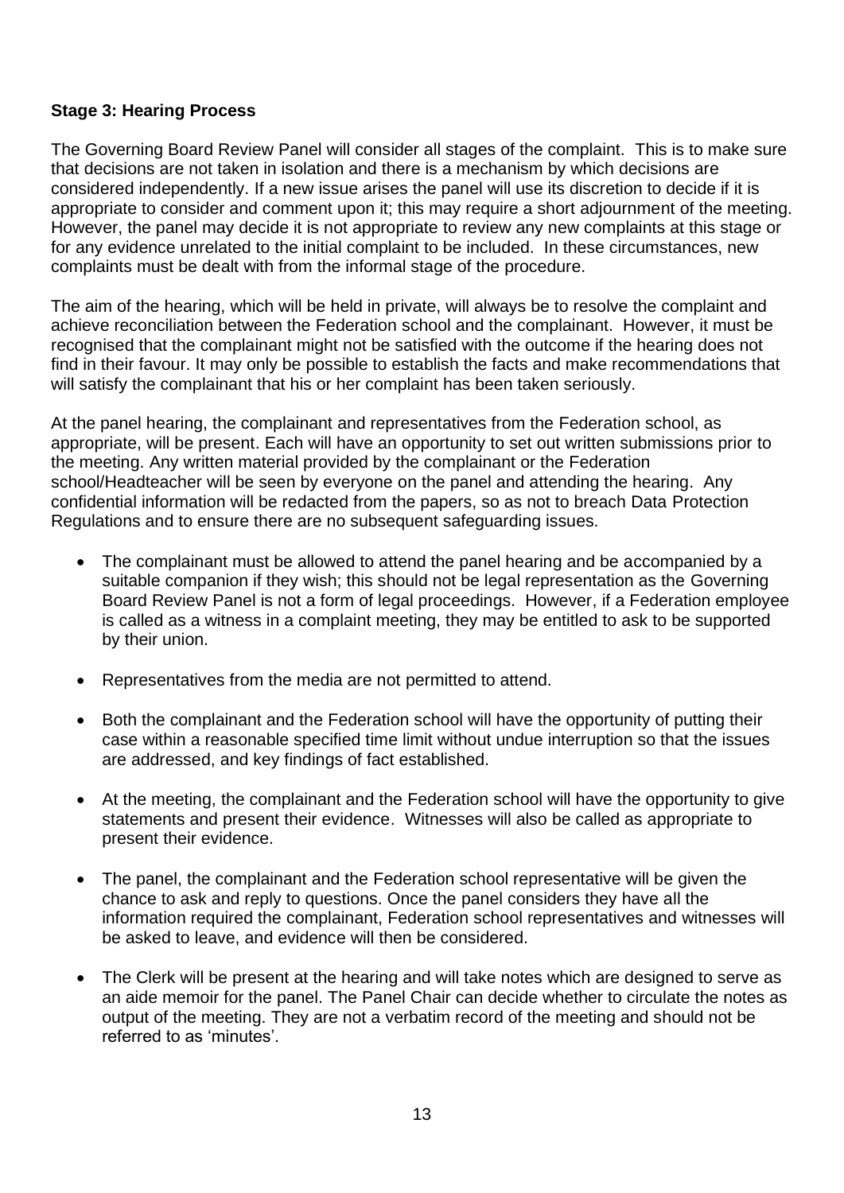**Stage 3: Hearing Process**

The Governing Board Review Panel will consider all stages of the complaint. This is to make sure that decisions are not taken in isolation and there is a mechanism by which decisions are considered independently. If a new issue arises the panel will use its discretion to decide if it is appropriate to consider and comment upon it; this may require a short adjournment of the meeting. However, the panel may decide it is not appropriate to review any new complaints at this stage or for any evidence unrelated to the initial complaint to be included. In these circumstances, new complaints must be dealt with from the informal stage of the procedure.

The aim of the hearing, which will be held in private, will always be to resolve the complaint and achieve reconciliation between the Federation school and the complainant. However, it must be recognised that the complainant might not be satisfied with the outcome if the hearing does not find in their favour. It may only be possible to establish the facts and make recommendations that will satisfy the complainant that his or her complaint has been taken seriously.

At the panel hearing, the complainant and representatives from the Federation school, as appropriate, will be present. Each will have an opportunity to set out written submissions prior to the meeting. Any written material provided by the complainant or the Federation school/Headteacher will be seen by everyone on the panel and attending the hearing. Any confidential information will be redacted from the papers, so as not to breach Data Protection Regulations and to ensure there are no subsequent safeguarding issues.

- The complainant must be allowed to attend the panel hearing and be accompanied by a suitable companion if they wish; this should not be legal representation as the Governing Board Review Panel is not a form of legal proceedings. However, if a Federation employee is called as a witness in a complaint meeting, they may be entitled to ask to be supported by their union.
- Representatives from the media are not permitted to attend.
- Both the complainant and the Federation school will have the opportunity of putting their case within a reasonable specified time limit without undue interruption so that the issues are addressed, and key findings of fact established.
- At the meeting, the complainant and the Federation school will have the opportunity to give statements and present their evidence. Witnesses will also be called as appropriate to present their evidence.
- The panel, the complainant and the Federation school representative will be given the chance to ask and reply to questions. Once the panel considers they have all the information required the complainant, Federation school representatives and witnesses will be asked to leave, and evidence will then be considered.
- The Clerk will be present at the hearing and will take notes which are designed to serve as an aide memoir for the panel. The Panel Chair can decide whether to circulate the notes as output of the meeting. They are not a verbatim record of the meeting and should not be referred to as 'minutes'.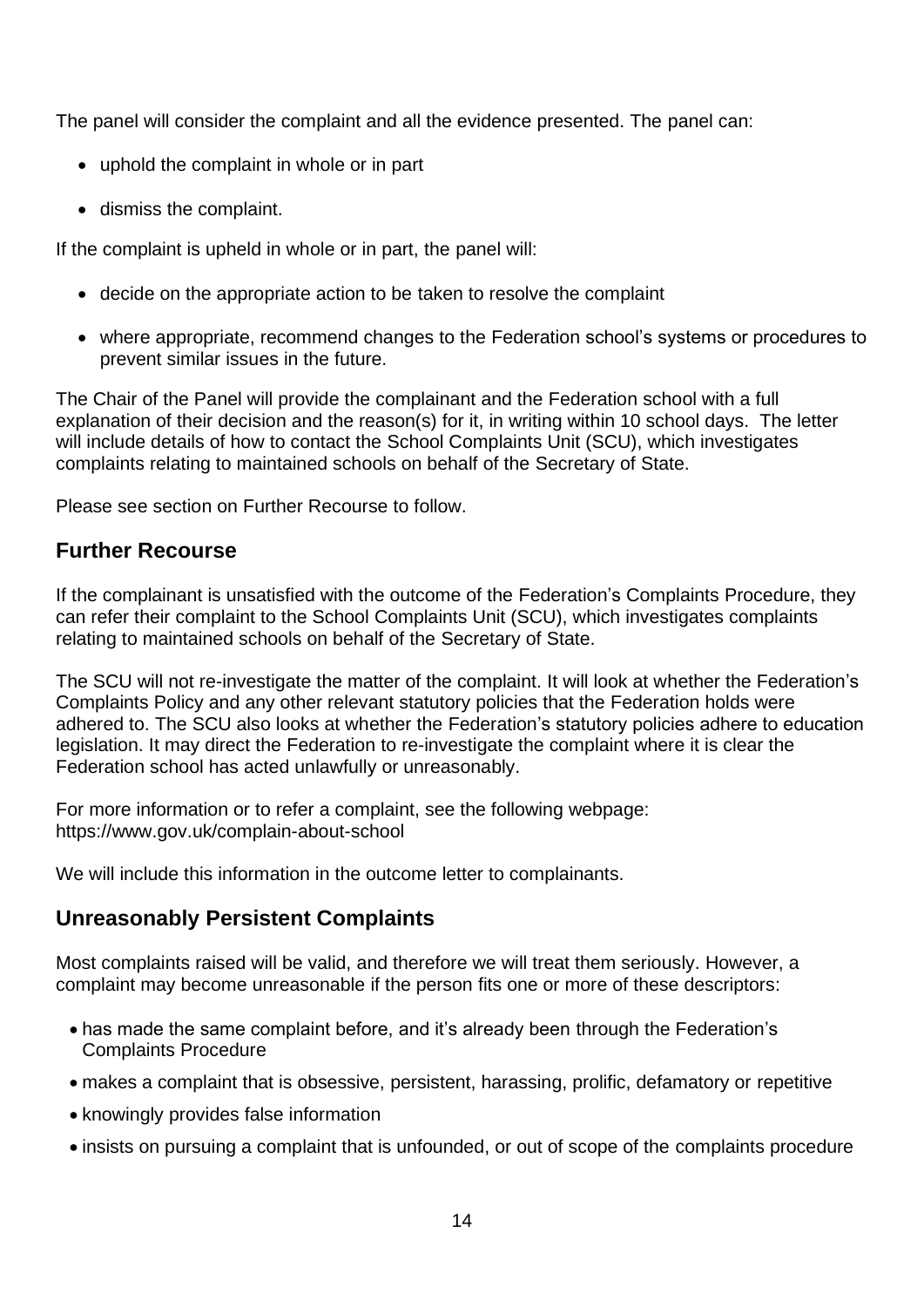The panel will consider the complaint and all the evidence presented. The panel can:

- uphold the complaint in whole or in part
- dismiss the complaint.

If the complaint is upheld in whole or in part, the panel will:

- decide on the appropriate action to be taken to resolve the complaint
- where appropriate, recommend changes to the Federation school's systems or procedures to prevent similar issues in the future.

The Chair of the Panel will provide the complainant and the Federation school with a full explanation of their decision and the reason(s) for it, in writing within 10 school days. The letter will include details of how to contact the School Complaints Unit (SCU), which investigates complaints relating to maintained schools on behalf of the Secretary of State.

Please see section on Further Recourse to follow.

## Further Recourse

If the complainant is unsatisfied with the outcome of the Federation's Complaints Procedure, they can refer their complaint to the School Complaints Unit (SCU), which investigates complaints relating to maintained schools on behalf of the Secretary of State.

The SCU will not re-investigate the matter of the complaint. It will look at whether the Federation's Complaints Policy and any other relevant statutory policies that the Federation holds were adhered to. The SCU also looks at whether the Federation's statutory policies adhere to education legislation. It may direct the Federation to re-investigate the complaint where it is clear the Federation school has acted unlawfully or unreasonably.

For more information or to refer a complaint, see the following webpage:
https://www.gov.uk/complain-about-school

We will include this information in the outcome letter to complainants.

## Unreasonably Persistent Complaints

Most complaints raised will be valid, and therefore we will treat them seriously. However, a complaint may become unreasonable if the person fits one or more of these descriptors:

- has made the same complaint before, and it's already been through the Federation's Complaints Procedure
- makes a complaint that is obsessive, persistent, harassing, prolific, defamatory or repetitive
- knowingly provides false information
- insists on pursuing a complaint that is unfounded, or out of scope of the complaints procedure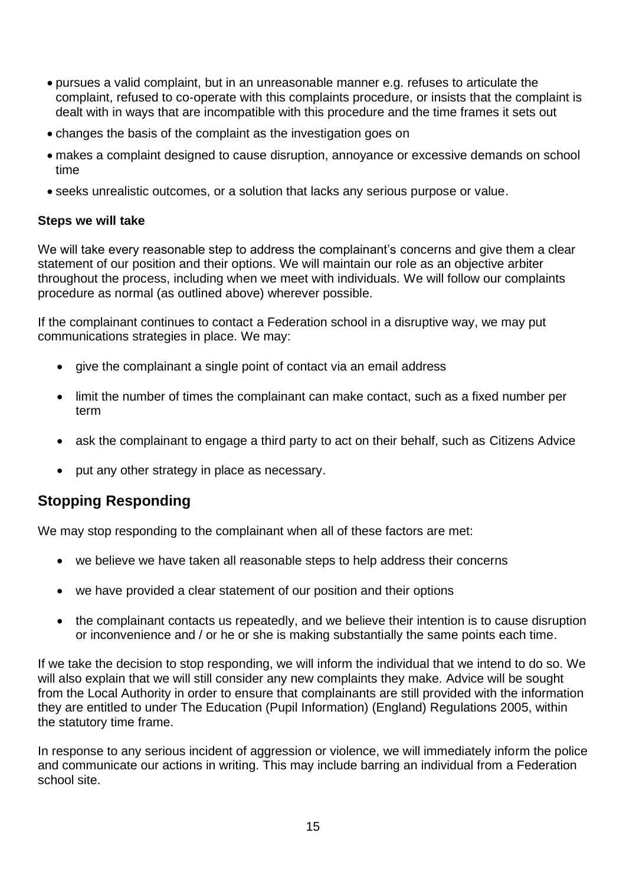- pursues a valid complaint, but in an unreasonable manner e.g. refuses to articulate the complaint, refused to co-operate with this complaints procedure, or insists that the complaint is dealt with in ways that are incompatible with this procedure and the time frames it sets out
- changes the basis of the complaint as the investigation goes on
- makes a complaint designed to cause disruption, annoyance or excessive demands on school time
- seeks unrealistic outcomes, or a solution that lacks any serious purpose or value.

**Steps we will take**

We will take every reasonable step to address the complainant's concerns and give them a clear statement of our position and their options. We will maintain our role as an objective arbiter throughout the process, including when we meet with individuals. We will follow our complaints procedure as normal (as outlined above) wherever possible.

If the complainant continues to contact a Federation school in a disruptive way, we may put communications strategies in place. We may:

- give the complainant a single point of contact via an email address
- limit the number of times the complainant can make contact, such as a fixed number per term
- ask the complainant to engage a third party to act on their behalf, such as Citizens Advice
- put any other strategy in place as necessary.

## Stopping Responding

We may stop responding to the complainant when all of these factors are met:

- we believe we have taken all reasonable steps to help address their concerns
- we have provided a clear statement of our position and their options
- the complainant contacts us repeatedly, and we believe their intention is to cause disruption or inconvenience and / or he or she is making substantially the same points each time.

If we take the decision to stop responding, we will inform the individual that we intend to do so. We will also explain that we will still consider any new complaints they make. Advice will be sought from the Local Authority in order to ensure that complainants are still provided with the information they are entitled to under The Education (Pupil Information) (England) Regulations 2005, within the statutory time frame.

In response to any serious incident of aggression or violence, we will immediately inform the police and communicate our actions in writing. This may include barring an individual from a Federation school site.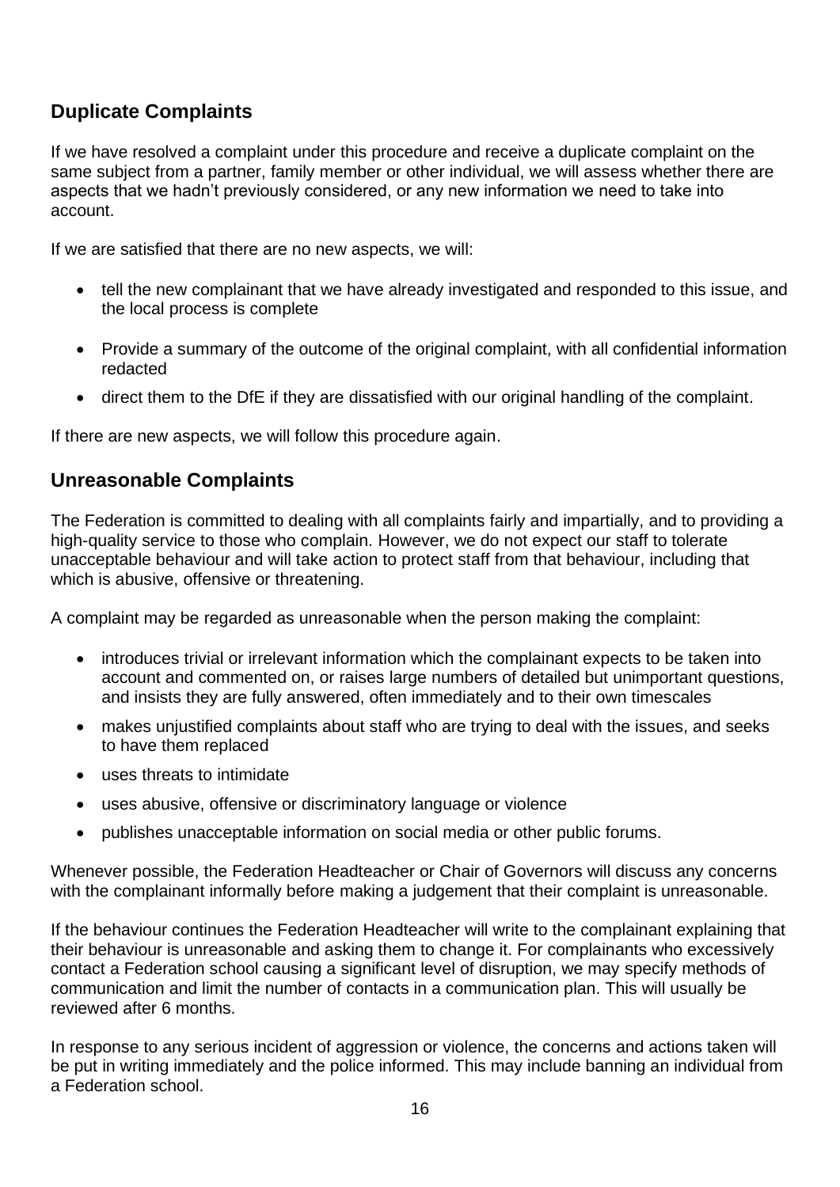## Duplicate Complaints

If we have resolved a complaint under this procedure and receive a duplicate complaint on the same subject from a partner, family member or other individual, we will assess whether there are aspects that we hadn't previously considered, or any new information we need to take into account.

If we are satisfied that there are no new aspects, we will:

- tell the new complainant that we have already investigated and responded to this issue, and the local process is complete
- Provide a summary of the outcome of the original complaint, with all confidential information redacted
- direct them to the DfE if they are dissatisfied with our original handling of the complaint.

If there are new aspects, we will follow this procedure again.

## Unreasonable Complaints

The Federation is committed to dealing with all complaints fairly and impartially, and to providing a high-quality service to those who complain. However, we do not expect our staff to tolerate unacceptable behaviour and will take action to protect staff from that behaviour, including that which is abusive, offensive or threatening.

A complaint may be regarded as unreasonable when the person making the complaint:

- introduces trivial or irrelevant information which the complainant expects to be taken into account and commented on, or raises large numbers of detailed but unimportant questions, and insists they are fully answered, often immediately and to their own timescales
- makes unjustified complaints about staff who are trying to deal with the issues, and seeks to have them replaced
- uses threats to intimidate
- uses abusive, offensive or discriminatory language or violence
- publishes unacceptable information on social media or other public forums.

Whenever possible, the Federation Headteacher or Chair of Governors will discuss any concerns with the complainant informally before making a judgement that their complaint is unreasonable.

If the behaviour continues the Federation Headteacher will write to the complainant explaining that their behaviour is unreasonable and asking them to change it. For complainants who excessively contact a Federation school causing a significant level of disruption, we may specify methods of communication and limit the number of contacts in a communication plan. This will usually be reviewed after 6 months.

In response to any serious incident of aggression or violence, the concerns and actions taken will be put in writing immediately and the police informed. This may include banning an individual from a Federation school.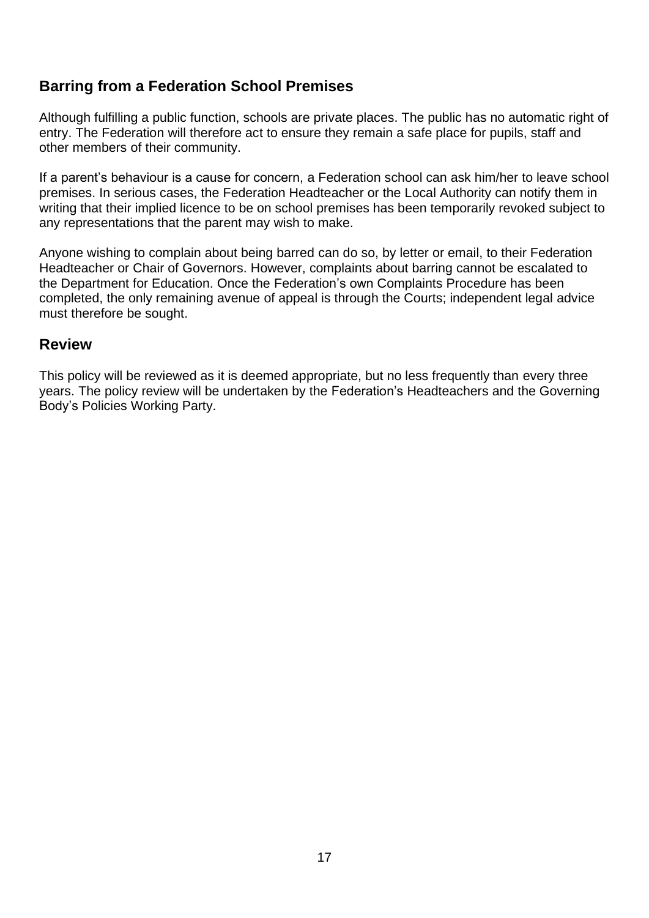## Barring from a Federation School Premises

Although fulfilling a public function, schools are private places. The public has no automatic right of entry. The Federation will therefore act to ensure they remain a safe place for pupils, staff and other members of their community.

If a parent's behaviour is a cause for concern, a Federation school can ask him/her to leave school premises. In serious cases, the Federation Headteacher or the Local Authority can notify them in writing that their implied licence to be on school premises has been temporarily revoked subject to any representations that the parent may wish to make.

Anyone wishing to complain about being barred can do so, by letter or email, to their Federation Headteacher or Chair of Governors. However, complaints about barring cannot be escalated to the Department for Education. Once the Federation's own Complaints Procedure has been completed, the only remaining avenue of appeal is through the Courts; independent legal advice must therefore be sought.

## Review

This policy will be reviewed as it is deemed appropriate, but no less frequently than every three years. The policy review will be undertaken by the Federation's Headteachers and the Governing Body's Policies Working Party.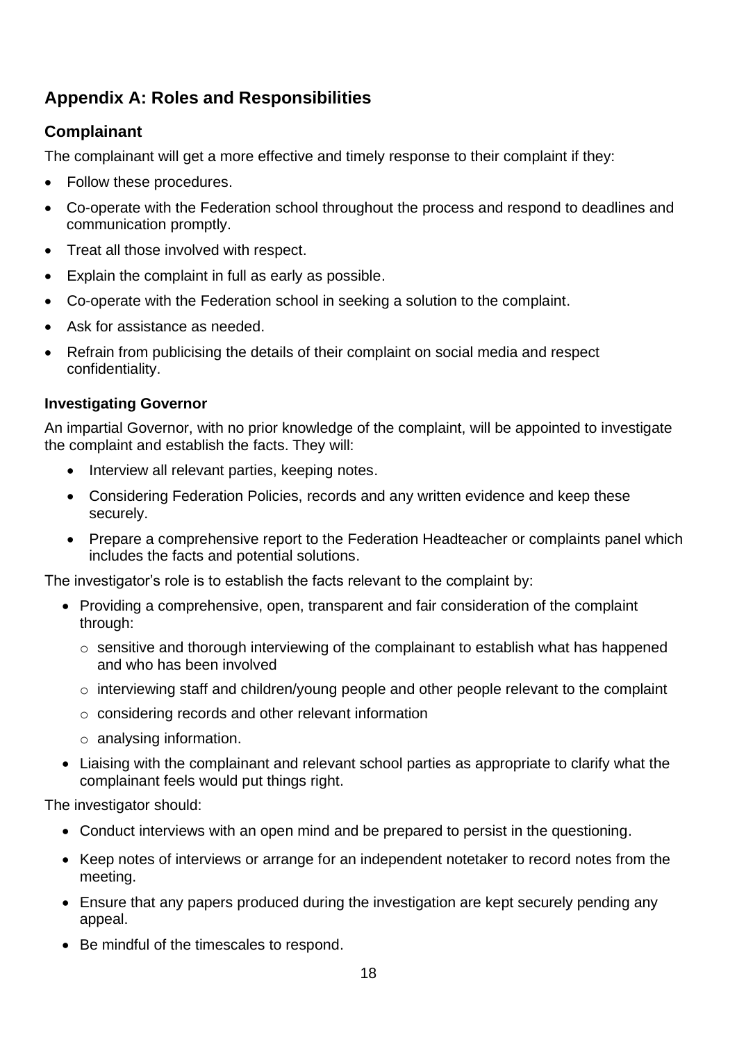## Appendix A: Roles and Responsibilities

### Complainant

The complainant will get a more effective and timely response to their complaint if they:

- Follow these procedures.
- Co-operate with the Federation school throughout the process and respond to deadlines and communication promptly.
- Treat all those involved with respect.
- Explain the complaint in full as early as possible.
- Co-operate with the Federation school in seeking a solution to the complaint.
- Ask for assistance as needed.
- Refrain from publicising the details of their complaint on social media and respect confidentiality.

#### Investigating Governor

An impartial Governor, with no prior knowledge of the complaint, will be appointed to investigate the complaint and establish the facts. They will:

- Interview all relevant parties, keeping notes.
- Considering Federation Policies, records and any written evidence and keep these securely.
- Prepare a comprehensive report to the Federation Headteacher or complaints panel which includes the facts and potential solutions.

The investigator's role is to establish the facts relevant to the complaint by:

- Providing a comprehensive, open, transparent and fair consideration of the complaint through:
  - sensitive and thorough interviewing of the complainant to establish what has happened and who has been involved
  - interviewing staff and children/young people and other people relevant to the complaint
  - considering records and other relevant information
  - analysing information.
- Liaising with the complainant and relevant school parties as appropriate to clarify what the complainant feels would put things right.

The investigator should:

- Conduct interviews with an open mind and be prepared to persist in the questioning.
- Keep notes of interviews or arrange for an independent notetaker to record notes from the meeting.
- Ensure that any papers produced during the investigation are kept securely pending any appeal.
- Be mindful of the timescales to respond.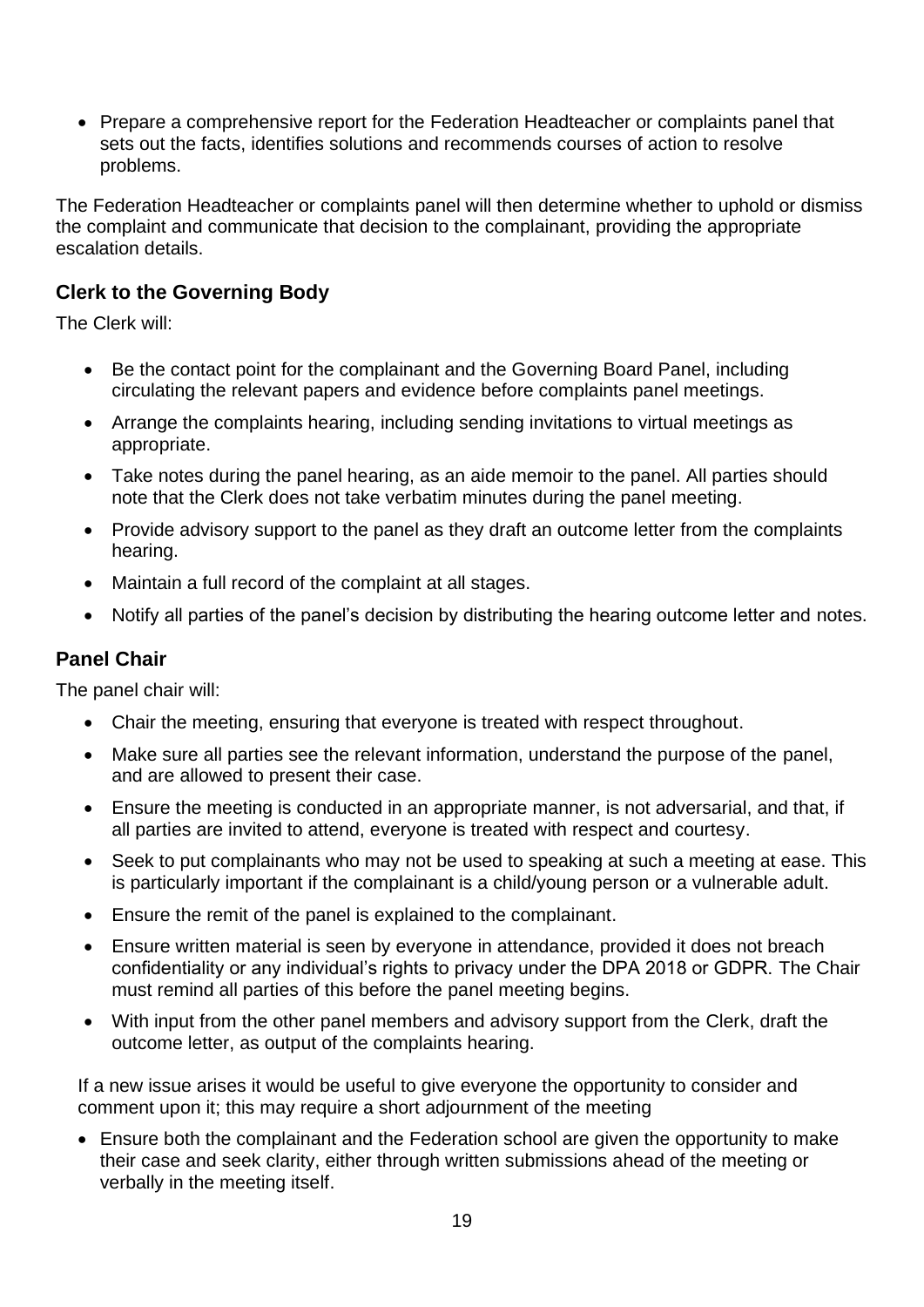- Prepare a comprehensive report for the Federation Headteacher or complaints panel that sets out the facts, identifies solutions and recommends courses of action to resolve problems.

The Federation Headteacher or complaints panel will then determine whether to uphold or dismiss the complaint and communicate that decision to the complainant, providing the appropriate escalation details.

### Clerk to the Governing Body

The Clerk will:

- Be the contact point for the complainant and the Governing Board Panel, including circulating the relevant papers and evidence before complaints panel meetings.
- Arrange the complaints hearing, including sending invitations to virtual meetings as appropriate.
- Take notes during the panel hearing, as an aide memoir to the panel. All parties should note that the Clerk does not take verbatim minutes during the panel meeting.
- Provide advisory support to the panel as they draft an outcome letter from the complaints hearing.
- Maintain a full record of the complaint at all stages.
- Notify all parties of the panel's decision by distributing the hearing outcome letter and notes.

### Panel Chair

The panel chair will:

- Chair the meeting, ensuring that everyone is treated with respect throughout.
- Make sure all parties see the relevant information, understand the purpose of the panel, and are allowed to present their case.
- Ensure the meeting is conducted in an appropriate manner, is not adversarial, and that, if all parties are invited to attend, everyone is treated with respect and courtesy.
- Seek to put complainants who may not be used to speaking at such a meeting at ease. This is particularly important if the complainant is a child/young person or a vulnerable adult.
- Ensure the remit of the panel is explained to the complainant.
- Ensure written material is seen by everyone in attendance, provided it does not breach confidentiality or any individual's rights to privacy under the DPA 2018 or GDPR. The Chair must remind all parties of this before the panel meeting begins.
- With input from the other panel members and advisory support from the Clerk, draft the outcome letter, as output of the complaints hearing.

If a new issue arises it would be useful to give everyone the opportunity to consider and comment upon it; this may require a short adjournment of the meeting

- Ensure both the complainant and the Federation school are given the opportunity to make their case and seek clarity, either through written submissions ahead of the meeting or verbally in the meeting itself.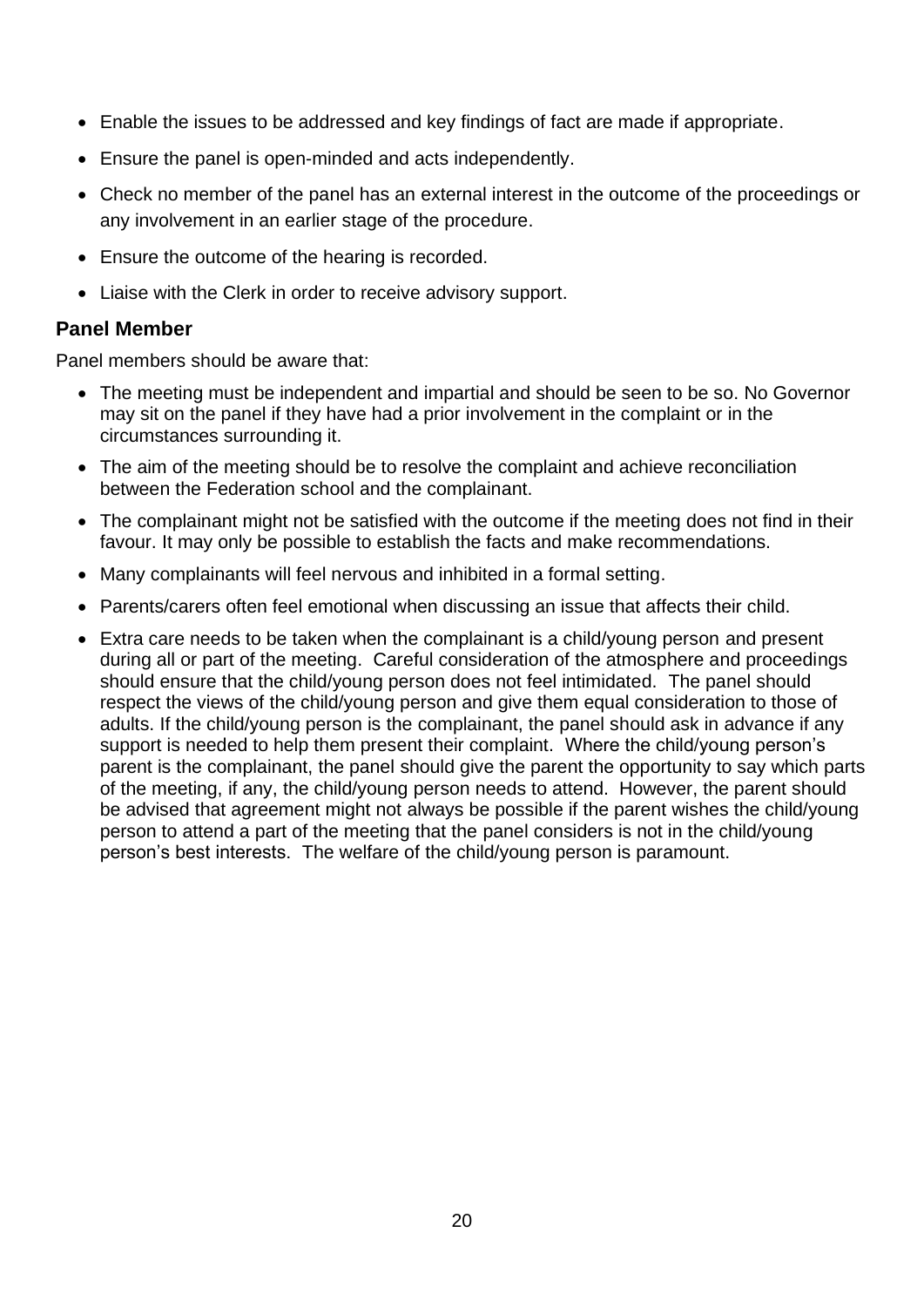- Enable the issues to be addressed and key findings of fact are made if appropriate.
- Ensure the panel is open-minded and acts independently.
- Check no member of the panel has an external interest in the outcome of the proceedings or any involvement in an earlier stage of the procedure.
- Ensure the outcome of the hearing is recorded.
- Liaise with the Clerk in order to receive advisory support.

### Panel Member

Panel members should be aware that:

- The meeting must be independent and impartial and should be seen to be so. No Governor may sit on the panel if they have had a prior involvement in the complaint or in the circumstances surrounding it.
- The aim of the meeting should be to resolve the complaint and achieve reconciliation between the Federation school and the complainant.
- The complainant might not be satisfied with the outcome if the meeting does not find in their favour. It may only be possible to establish the facts and make recommendations.
- Many complainants will feel nervous and inhibited in a formal setting.
- Parents/carers often feel emotional when discussing an issue that affects their child.
- Extra care needs to be taken when the complainant is a child/young person and present during all or part of the meeting. Careful consideration of the atmosphere and proceedings should ensure that the child/young person does not feel intimidated. The panel should respect the views of the child/young person and give them equal consideration to those of adults. If the child/young person is the complainant, the panel should ask in advance if any support is needed to help them present their complaint. Where the child/young person's parent is the complainant, the panel should give the parent the opportunity to say which parts of the meeting, if any, the child/young person needs to attend. However, the parent should be advised that agreement might not always be possible if the parent wishes the child/young person to attend a part of the meeting that the panel considers is not in the child/young person's best interests. The welfare of the child/young person is paramount.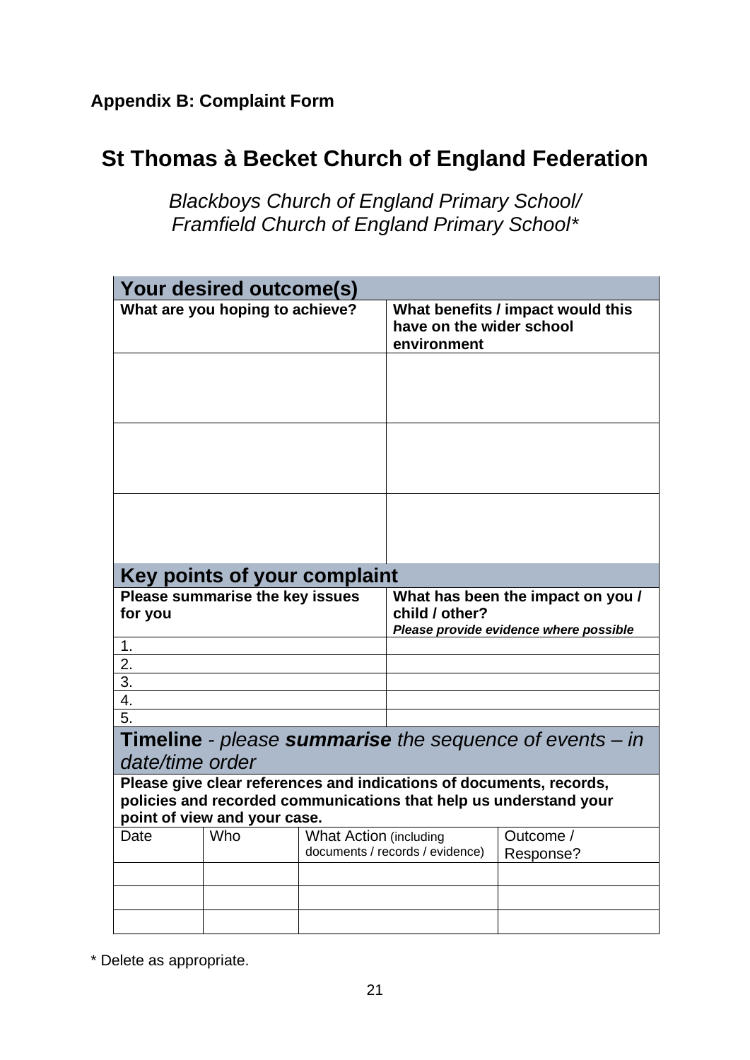**Appendix B: Complaint Form**

# St Thomas à Becket Church of England Federation

*Blackboys Church of England Primary School/*
*Framfield Church of England Primary School**

| **Your desired outcome(s)** | |
|---|---|
| **What are you hoping to achieve?** | **What benefits / impact would this have on the wider school environment** |
| | |
| | |
| | |

| **Key points of your complaint** | |
|---|---|
| **Please summarise the key issues for you** | **What has been the impact on you / child / other?** ***Please provide evidence where possible*** |
| 1. | |
| 2. | |
| 3. | |
| 4. | |
| 5. | |

| **Timeline** - *please* ***summarise*** *the sequence of events – in date/time order* | | | |
|---|---|---|---|
| **Please give clear references and indications of documents, records, policies and recorded communications that help us understand your point of view and your case.** | | | |
| Date | Who | What Action (including documents / records / evidence) | Outcome / Response? |
| | | | |
| | | | |
| | | | |

* Delete as appropriate.